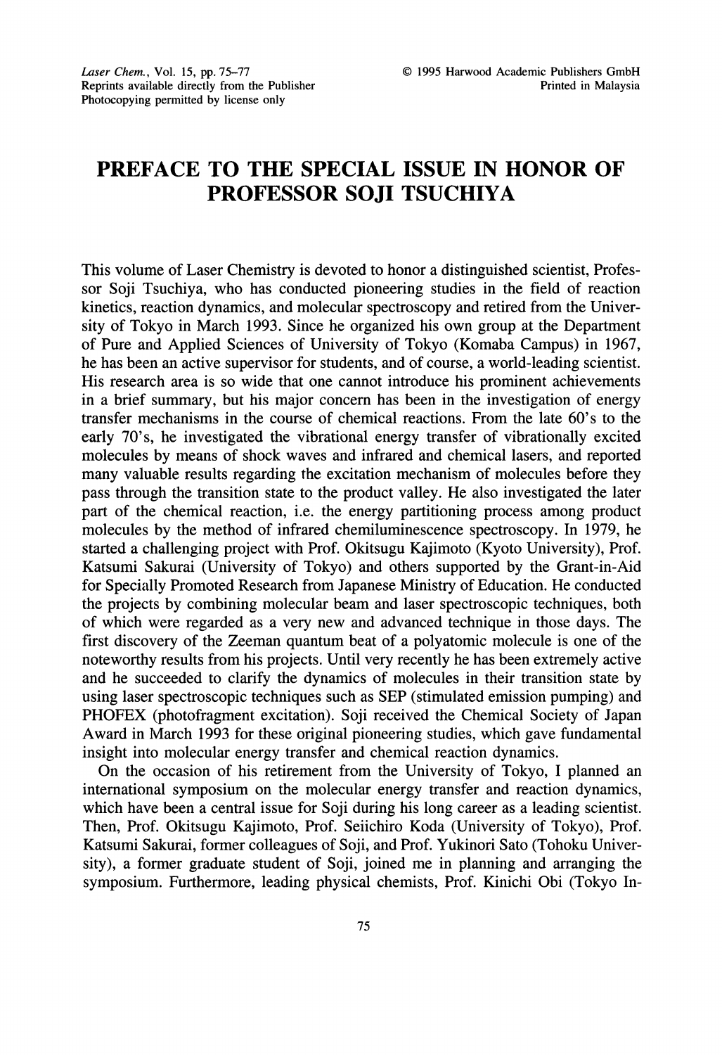# PREFACE TO THE SPECIAL ISSUE IN HONOR OF PROFESSOR SOJI TSUCHIYA

This volume of Laser Chemistry is devoted to honor a distinguished scientist, Professor Soji Tsuchiya, who has conducted pioneering studies in the field of reaction kinetics, reaction dynamics, and molecular spectroscopy and retired from the University of Tokyo in March 1993. Since he organized his own group at the Department of Pure and Applied Sciences of University of Tokyo (Komaba Campus) in 1967, he has been an active supervisor for students, and of course, a world-leading scientist. His research area is so wide that one cannot introduce his prominent achievements in a brief summary, but his major concern has been in the investigation of energy transfer mechanisms in the course of chemical reactions. From the late 60's to the early 70's, he investigated the vibrational energy transfer of vibrationally excited molecules by means of shock waves and infrared and chemical lasers, and reported many valuable results regarding the excitation mechanism of molecules before they pass through the transition state to the product valley. He also investigated the later part of the chemical reaction, i.e. the energy partitioning process among product molecules by the method of infrared chemiluminescence spectroscopy. In 1979, he started a challenging project with Prof. Okitsugu Kajimoto (Kyoto University), Prof. Katsumi Sakurai (University of Tokyo) and others supported by the Grant-in-Aid for Specially Promoted Research from Japanese Ministry of Education. He conducted the projects by combining molecular beam and laser spectroscopic techniques, both of which were regarded as a very new and advanced technique in those days. The first discovery of the Zeeman quantum beat of a polyatomic molecule is one of the noteworthy results from his projects. Until very recently he has been extremely active and he succeeded to clarify the dynamics of molecules in their transition state by using laser spectroscopic techniques such as SEP (stimulated emission pumping) and PHOFEX (photofragment excitation). Soji received the Chemical Society of Japan Award in March 1993 for these original pioneering studies, which gave fundamental insight into molecular energy transfer and chemical reaction dynamics.

On the occasion of his retirement from the University of Tokyo, I planned an international symposium on the molecular energy transfer and reaction dynamics, which have been a central issue for Soji during his long career as a leading scientist. Then, Prof. Okitsugu Kajimoto, Prof. Seiichiro Koda (University of Tokyo), Prof. Katsumi Sakurai, former colleagues of Soji, and Prof. Yukinori Sato (Tohoku University), a former graduate student of Soji, joined me in planning and arranging the symposium. Furthermore, leading physical chemists, Prof. Kinichi Obi (Tokyo In-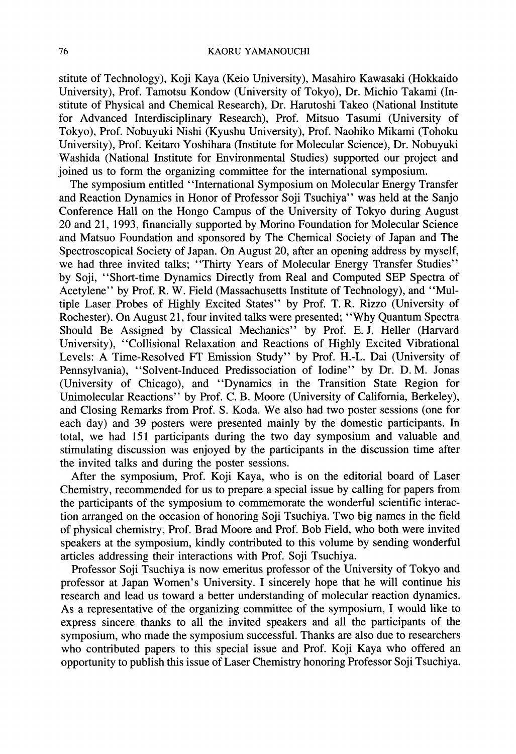stitute of Technology), Koji Kaya (Keio University), Masahiro Kawasaki (Hokkaido University), Prof. Tamotsu Kondow (University of Tokyo), Dr. Michio Takami (Institute of Physical and Chemical Research), Dr. Harutoshi Takeo (National Institute for Advanced Interdisciplinary Research), Prof. Mitsuo Tasumi (University of Tokyo), Prof. Nobuyuki Nishi (Kyushu University), Prof. Naohiko Mikami (Tohoku University), Prof. Keitaro Yoshihara (Institute for Molecular Science), Dr. Nobuyuki Washida (National Institute for Environmental Studies) supported our project and joined us to form the organizing committee for the international symposium.

The symposium entitled ''International Symposium on Molecular Energy Transfer and Reaction Dynamics in Honor of Professor Soji Tsuchiya'' was held at the Sanjo Conference Hall on the Hongo Campus of the University of Tokyo during August 20 and 21, 1993, financially supported by Morino Foundation for Molecular Science and Matsuo Foundation and sponsored by The Chemical Society of Japan and The Spectroscopical Society of Japan. On August 20, after an opening address by myself, we had three invited talks; ''Thirty Years of Molecular Energy Transfer Studies'' by Soji, ''Short-time Dynamics Directly from Real and Computed SEP Spectra of Acetylene'' by Prof. R. W. Field (Massachusetts Institute of Technology), and ''Multiple Laser Probes of Highly Excited States'' by Prof. T. R. Rizzo (University of Rochester). On August 21, four invited talks were presented; ''Why Quantum Spectra Should Be Assigned by Classical Mechanics'' by Prof. E. J. Heller (Harvard University), ''Collisional Relaxation and Reactions of Highly Excited Vibrational Levels: A Time-Resolved FT Emission Study'' by Prof. H.-L. Dai (University of Pennsylvania), ''Solvent-Induced Predissociation of Iodine'' by Dr. D. M. Jonas (University of Chicago), and ''Dynamics in the Transition State Region for Unimolecular Reactions'' by Prof. C. B. Moore (University of California, Berkeley), and Closing Remarks from Prof. S. Koda. We also had two poster sessions (one for each day) and 39 posters were presented mainly by the domestic participants. In total, we had 151 participants during the two day symposium and valuable and stimulating discussion was enjoyed by the participants in the discussion time after the invited talks and during the poster sessions.

After the symposium, Prof. Koji Kaya, who is on the editorial board of Laser Chemistry, recommended for us to prepare a special issue by calling for papers from the participants of the symposium to commemorate the wonderful scientific interaction arranged on the occasion of honoring Soji Tsuchiya. Two big names in the field of physical chemistry, Prof. Brad Moore and Prof. Bob Field, who both were invited speakers at the symposium, kindly contributed to this volume by sending wonderful articles addressing their interactions with Prof. Soji Tsuchiya.

Professor Soji Tsuchiya is now emeritus professor of the University of Tokyo and professor at Japan Women's University. I sincerely hope that he will continue his research and lead us toward a better understanding of molecular reaction dynamics. As a representative of the organizing committee of the symposium, I would like to express sincere thanks to all the invited speakers and all the participants of the symposium, who made the symposium successful. Thanks are also due to researchers who contributed papers to this special issue and Prof. Koji Kaya who offered an opportunity to publish this issue of Laser Chemistry honoring Professor Soji Tsuchiya.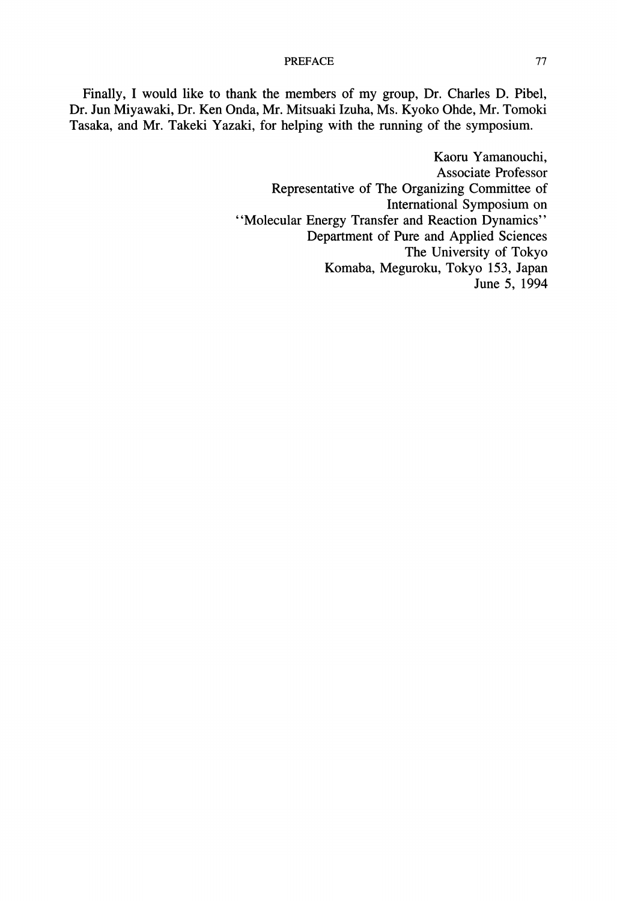Finally, I would like to thank the members of my group, Dr. Charles D. Pibel, Dr. Jun Miyawaki, Dr. Ken Onda, Mr. Mitsuaki Izuha, Ms. Kyoko Ohde, Mr. Tomoki Tasaka, and Mr. Takeki Yazaki, for helping with the running of the symposium.

Kaoru Yamanouchi,  
Associate Professor  
Representative of The Organizing Committee of  
International Symposium on  
''Molecular Energy Transfer and Reaction Dynamics''  
Department of Pure and Applied Sciences  
The University of Tokyo  
Komaba, Meguroku, Tokyo 153, Japan  
June 5, 1994